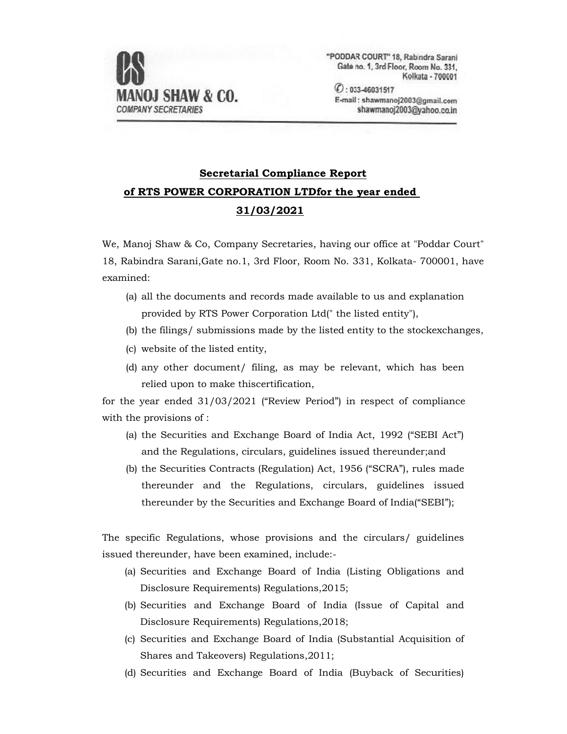**MANOJ SHAW & CO.**
*COMPANY SECRETARIES*

"PODDAR COURT" 18, Rabindra Sarani
Gate no. 1, 3rd Floor, Room No. 331,
Kolkata - 700001

✆ : 033-46031517
E-mail : shawmanoj2003@gmail.com
shawmanoj2003@yahoo.co.in

## Secretarial Compliance Report of RTS POWER CORPORATION LTDfor the year ended 31/03/2021

We, Manoj Shaw & Co, Company Secretaries, having our office at "Poddar Court" 18, Rabindra Sarani,Gate no.1, 3rd Floor, Room No. 331, Kolkata- 700001, have examined:

(a) all the documents and records made available to us and explanation provided by RTS Power Corporation Ltd(" the listed entity"),

(b) the filings/ submissions made by the listed entity to the stockexchanges,

(c) website of the listed entity,

(d) any other document/ filing, as may be relevant, which has been relied upon to make thiscertification,

for the year ended 31/03/2021 ("Review Period") in respect of compliance with the provisions of :

(a) the Securities and Exchange Board of India Act, 1992 ("SEBI Act") and the Regulations, circulars, guidelines issued thereunder;and

(b) the Securities Contracts (Regulation) Act, 1956 ("SCRA"), rules made thereunder and the Regulations, circulars, guidelines issued thereunder by the Securities and Exchange Board of India("SEBI");

The specific Regulations, whose provisions and the circulars/ guidelines issued thereunder, have been examined, include:-

(a) Securities and Exchange Board of India (Listing Obligations and Disclosure Requirements) Regulations,2015;

(b) Securities and Exchange Board of India (Issue of Capital and Disclosure Requirements) Regulations,2018;

(c) Securities and Exchange Board of India (Substantial Acquisition of Shares and Takeovers) Regulations,2011;

(d) Securities and Exchange Board of India (Buyback of Securities)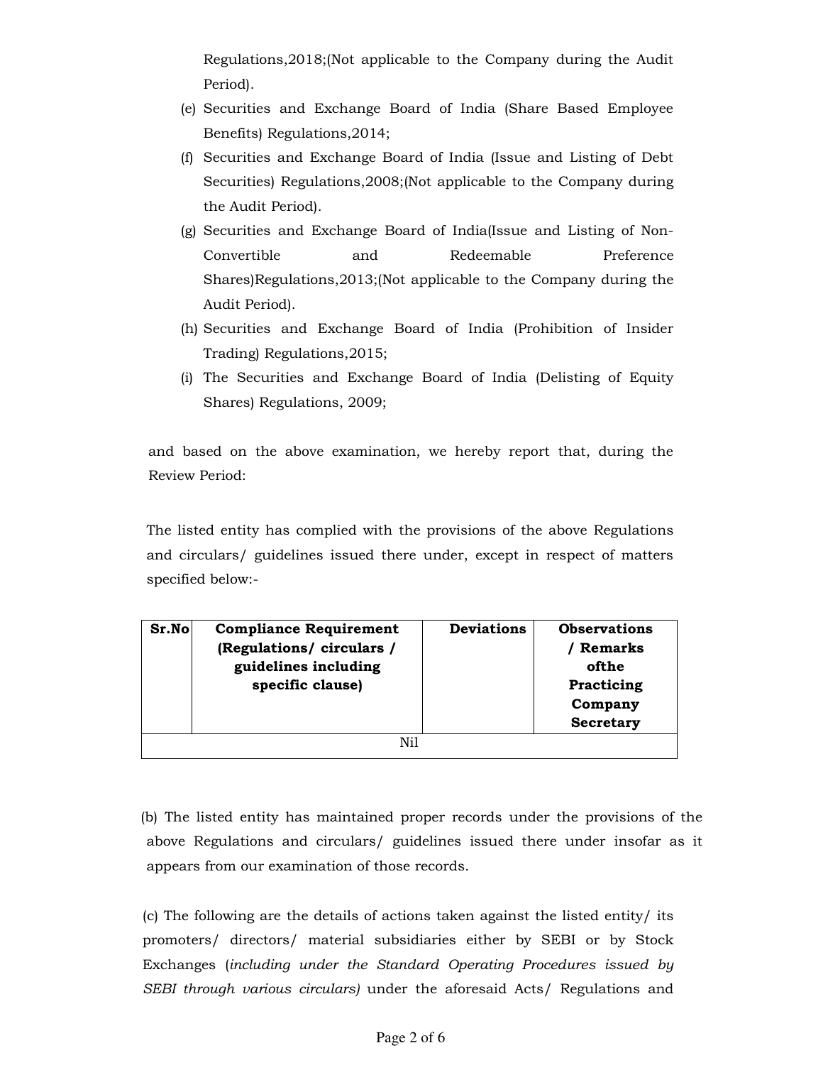Regulations,2018;(Not applicable to the Company during the Audit Period).

(e) Securities and Exchange Board of India (Share Based Employee Benefits) Regulations,2014;

(f) Securities and Exchange Board of India (Issue and Listing of Debt Securities) Regulations,2008;(Not applicable to the Company during the Audit Period).

(g) Securities and Exchange Board of India(Issue and Listing of Non-Convertible and Redeemable Preference Shares)Regulations,2013;(Not applicable to the Company during the Audit Period).

(h) Securities and Exchange Board of India (Prohibition of Insider Trading) Regulations,2015;

(i) The Securities and Exchange Board of India (Delisting of Equity Shares) Regulations, 2009;

and based on the above examination, we hereby report that, during the Review Period:

The listed entity has complied with the provisions of the above Regulations and circulars/ guidelines issued there under, except in respect of matters specified below:-

| **Sr.No** | **Compliance Requirement (Regulations/ circulars / guidelines including specific clause)** | **Deviations** | **Observations / Remarks ofthe Practicing Company Secretary** |
|---|---|---|---|
| Nil | | | |

(b) The listed entity has maintained proper records under the provisions of the above Regulations and circulars/ guidelines issued there under insofar as it appears from our examination of those records.

(c) The following are the details of actions taken against the listed entity/ its promoters/ directors/ material subsidiaries either by SEBI or by Stock Exchanges (*including under the Standard Operating Procedures issued by SEBI through various circulars)* under the aforesaid Acts/ Regulations and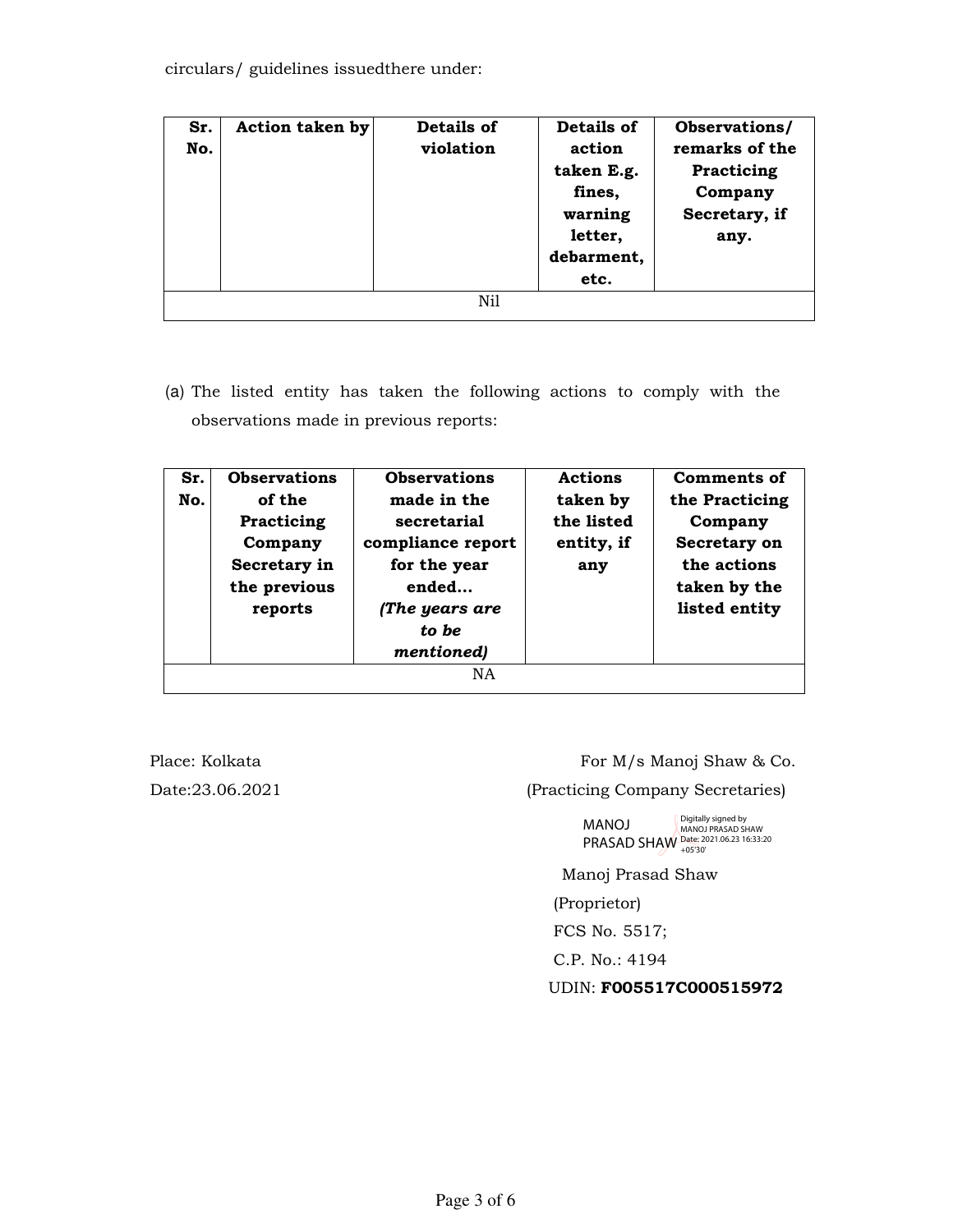circulars/ guidelines issuedthere under:

| Sr. No. | Action taken by | Details of violation | Details of action taken E.g. fines, warning letter, debarment, etc. | Observations/ remarks of the Practicing Company Secretary, if any. |
|---|---|---|---|---|
| Nil | | | | |

(a) The listed entity has taken the following actions to comply with the observations made in previous reports:

| Sr. No. | Observations of the Practicing Company Secretary in the previous reports | Observations made in the secretarial compliance report for the year ended... *(The years are to be mentioned)* | Actions taken by the listed entity, if any | Comments of the Practicing Company Secretary on the actions taken by the listed entity |
|---|---|---|---|---|
| NA | | | | |

Place: Kolkata

Date:23.06.2021

For M/s Manoj Shaw & Co.

(Practicing Company Secretaries)

MANOJ PRASAD SHAW Digitally signed by MANOJ PRASAD SHAW Date: 2021.06.23 16:33:20 +05'30'

Manoj Prasad Shaw

(Proprietor)

FCS No. 5517;

C.P. No.: 4194

UDIN: **F005517C000515972**